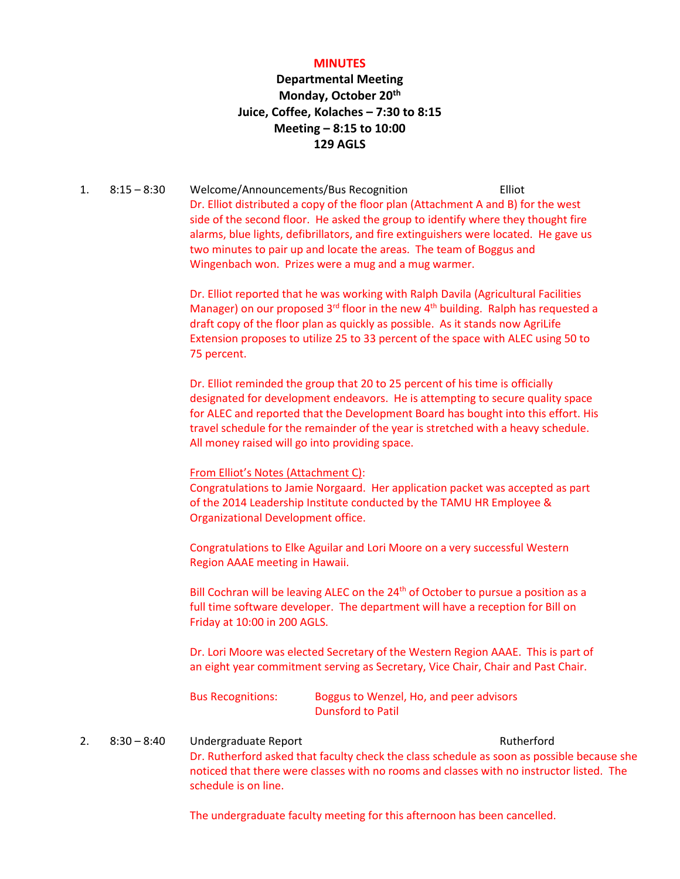# MINUTES

**Departmental Meeting**
**Monday, October 20th**
**Juice, Coffee, Kolaches – 7:30 to 8:15**
**Meeting – 8:15 to 10:00**
**129 AGLS**

1. 8:15 – 8:30 Welcome/Announcements/Bus Recognition — Elliot

   Dr. Elliot distributed a copy of the floor plan (Attachment A and B) for the west side of the second floor. He asked the group to identify where they thought fire alarms, blue lights, defibrillators, and fire extinguishers were located. He gave us two minutes to pair up and locate the areas. The team of Boggus and Wingenbach won. Prizes were a mug and a mug warmer.

   Dr. Elliot reported that he was working with Ralph Davila (Agricultural Facilities Manager) on our proposed 3rd floor in the new 4th building. Ralph has requested a draft copy of the floor plan as quickly as possible. As it stands now AgriLife Extension proposes to utilize 25 to 33 percent of the space with ALEC using 50 to 75 percent.

   Dr. Elliot reminded the group that 20 to 25 percent of his time is officially designated for development endeavors. He is attempting to secure quality space for ALEC and reported that the Development Board has bought into this effort. His travel schedule for the remainder of the year is stretched with a heavy schedule. All money raised will go into providing space.

   <u>From Elliot's Notes (Attachment C)</u>:
   Congratulations to Jamie Norgaard. Her application packet was accepted as part of the 2014 Leadership Institute conducted by the TAMU HR Employee & Organizational Development office.

   Congratulations to Elke Aguilar and Lori Moore on a very successful Western Region AAAE meeting in Hawaii.

   Bill Cochran will be leaving ALEC on the 24th of October to pursue a position as a full time software developer. The department will have a reception for Bill on Friday at 10:00 in 200 AGLS.

   Dr. Lori Moore was elected Secretary of the Western Region AAAE. This is part of an eight year commitment serving as Secretary, Vice Chair, Chair and Past Chair.

   Bus Recognitions: Boggus to Wenzel, Ho, and peer advisors
   Dunsford to Patil

2. 8:30 – 8:40 Undergraduate Report — Rutherford

   Dr. Rutherford asked that faculty check the class schedule as soon as possible because she noticed that there were classes with no rooms and classes with no instructor listed. The schedule is on line.

   The undergraduate faculty meeting for this afternoon has been cancelled.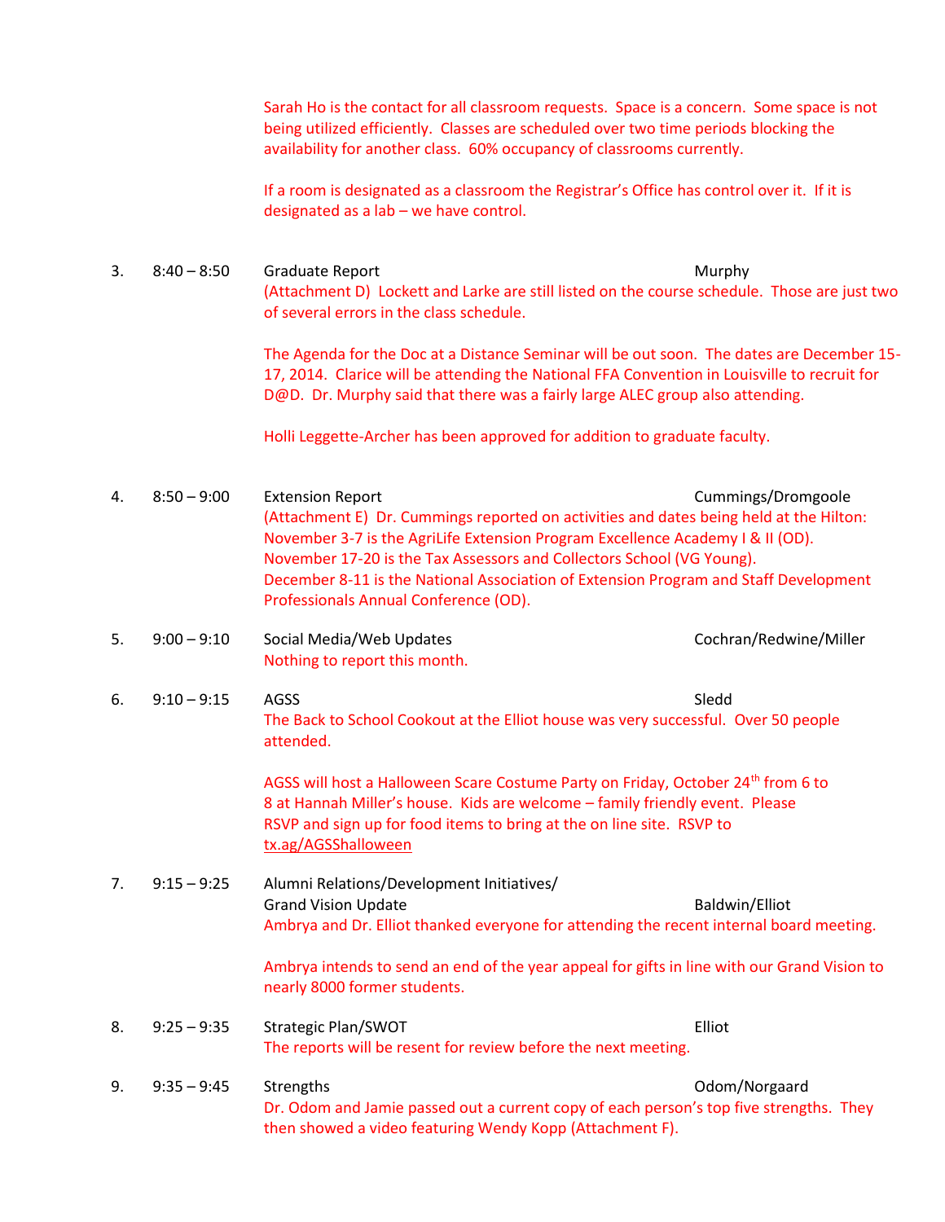Sarah Ho is the contact for all classroom requests. Space is a concern. Some space is not being utilized efficiently. Classes are scheduled over two time periods blocking the availability for another class. 60% occupancy of classrooms currently.

If a room is designated as a classroom the Registrar's Office has control over it. If it is designated as a lab – we have control.

3. 8:40 – 8:50 Graduate Report — Murphy

(Attachment D) Lockett and Larke are still listed on the course schedule. Those are just two of several errors in the class schedule.

The Agenda for the Doc at a Distance Seminar will be out soon. The dates are December 15-17, 2014. Clarice will be attending the National FFA Convention in Louisville to recruit for D@D. Dr. Murphy said that there was a fairly large ALEC group also attending.

Holli Leggette-Archer has been approved for addition to graduate faculty.

4. 8:50 – 9:00 Extension Report — Cummings/Dromgoole

(Attachment E) Dr. Cummings reported on activities and dates being held at the Hilton:
November 3-7 is the AgriLife Extension Program Excellence Academy I & II (OD).
November 17-20 is the Tax Assessors and Collectors School (VG Young).
December 8-11 is the National Association of Extension Program and Staff Development Professionals Annual Conference (OD).

5. 9:00 – 9:10 Social Media/Web Updates — Cochran/Redwine/Miller

Nothing to report this month.

6. 9:10 – 9:15 AGSS — Sledd

The Back to School Cookout at the Elliot house was very successful. Over 50 people attended.

AGSS will host a Halloween Scare Costume Party on Friday, October 24th from 6 to 8 at Hannah Miller's house. Kids are welcome – family friendly event. Please RSVP and sign up for food items to bring at the on line site. RSVP to tx.ag/AGSShalloween

7. 9:15 – 9:25 Alumni Relations/Development Initiatives/ Grand Vision Update — Baldwin/Elliot

Ambrya and Dr. Elliot thanked everyone for attending the recent internal board meeting.

Ambrya intends to send an end of the year appeal for gifts in line with our Grand Vision to nearly 8000 former students.

8. 9:25 – 9:35 Strategic Plan/SWOT — Elliot

The reports will be resent for review before the next meeting.

9. 9:35 – 9:45 Strengths — Odom/Norgaard

Dr. Odom and Jamie passed out a current copy of each person's top five strengths. They then showed a video featuring Wendy Kopp (Attachment F).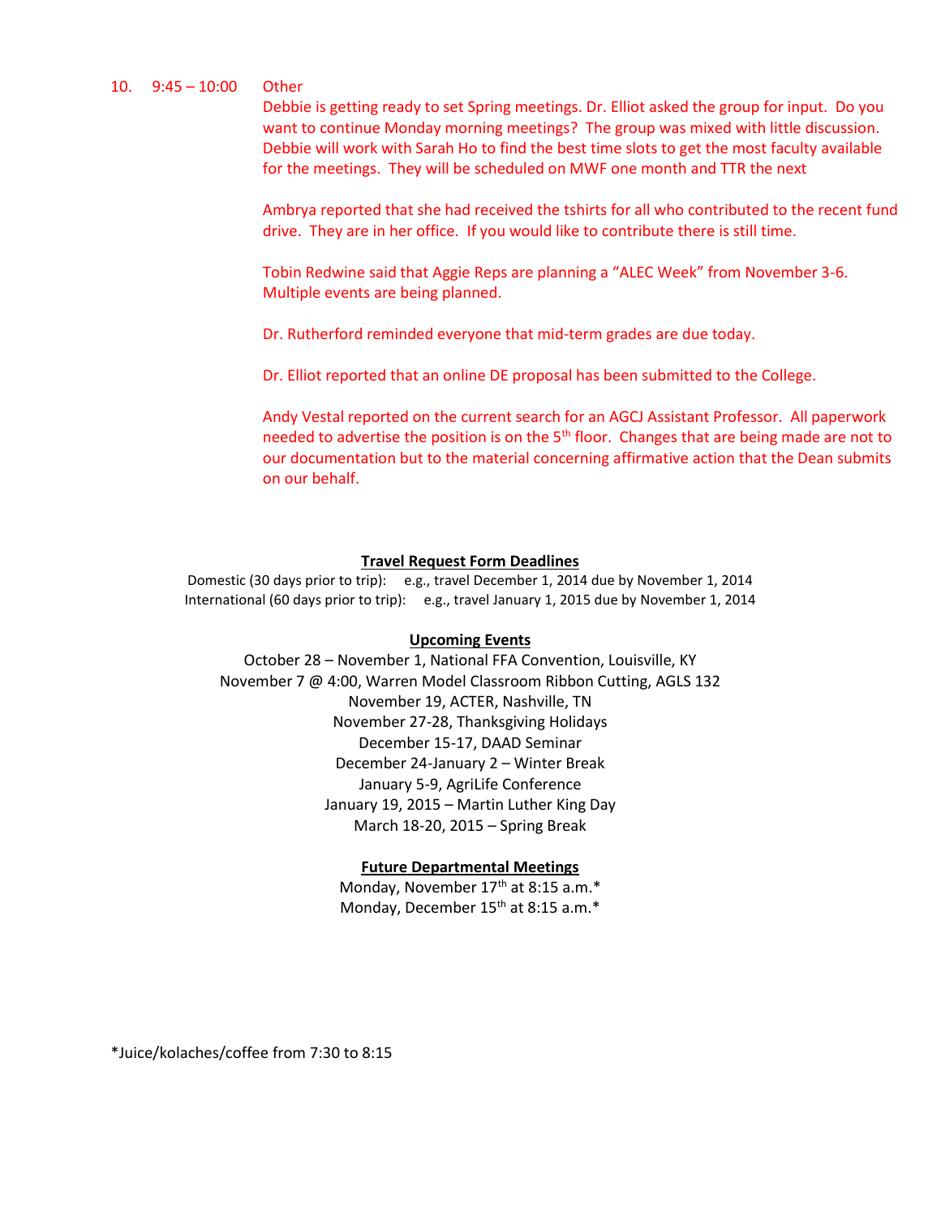10. 9:45 – 10:00 Other

Debbie is getting ready to set Spring meetings. Dr. Elliot asked the group for input. Do you want to continue Monday morning meetings? The group was mixed with little discussion. Debbie will work with Sarah Ho to find the best time slots to get the most faculty available for the meetings. They will be scheduled on MWF one month and TTR the next

Ambrya reported that she had received the tshirts for all who contributed to the recent fund drive. They are in her office. If you would like to contribute there is still time.

Tobin Redwine said that Aggie Reps are planning a "ALEC Week" from November 3-6. Multiple events are being planned.

Dr. Rutherford reminded everyone that mid-term grades are due today.

Dr. Elliot reported that an online DE proposal has been submitted to the College.

Andy Vestal reported on the current search for an AGCJ Assistant Professor. All paperwork needed to advertise the position is on the 5th floor. Changes that are being made are not to our documentation but to the material concerning affirmative action that the Dean submits on our behalf.

**Travel Request Form Deadlines**

Domestic (30 days prior to trip): e.g., travel December 1, 2014 due by November 1, 2014
International (60 days prior to trip): e.g., travel January 1, 2015 due by November 1, 2014

**Upcoming Events**

October 28 – November 1, National FFA Convention, Louisville, KY
November 7 @ 4:00, Warren Model Classroom Ribbon Cutting, AGLS 132
November 19, ACTER, Nashville, TN
November 27-28, Thanksgiving Holidays
December 15-17, DAAD Seminar
December 24-January 2 – Winter Break
January 5-9, AgriLife Conference
January 19, 2015 – Martin Luther King Day
March 18-20, 2015 – Spring Break

**Future Departmental Meetings**

Monday, November 17th at 8:15 a.m.*
Monday, December 15th at 8:15 a.m.*

*Juice/kolaches/coffee from 7:30 to 8:15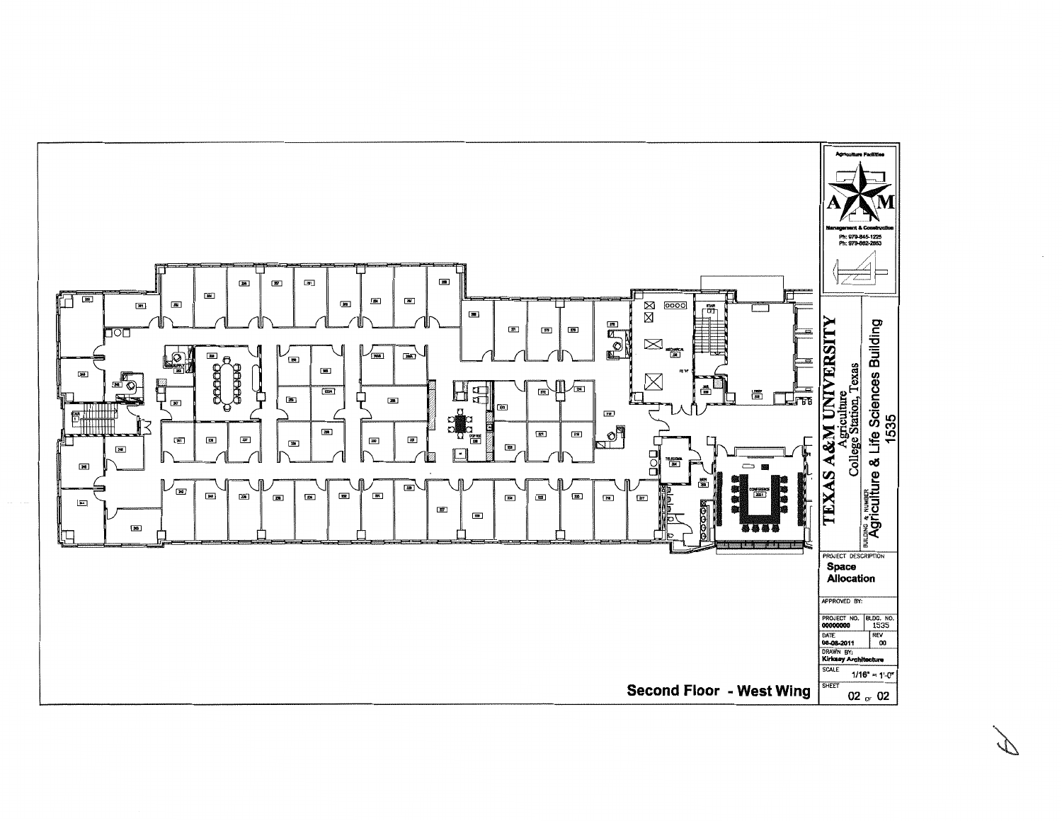Agriculture Facilities

Management & Construction

Ph: 979-845-1225

Ph: 979-862-2853

**TEXAS A&M UNIVERSITY**

Agriculture

College Station, Texas

BUILDING & NUMBER

Agriculture & Life Sciences Building

1535

PROJECT DESCRIPTION

**Space Allocation**

APPROVED BY:

| PROJECT NO. | BLDG. NO. |
|---|---|
| 00000000 | 1535 |
| DATE | REV |
| 06-08-2011 | 00 |

DRAWN BY:

Kirksey Architecture

SCALE 1/16" = 1'-0"

SHEET 02 OF 02

**Second Floor - West Wing**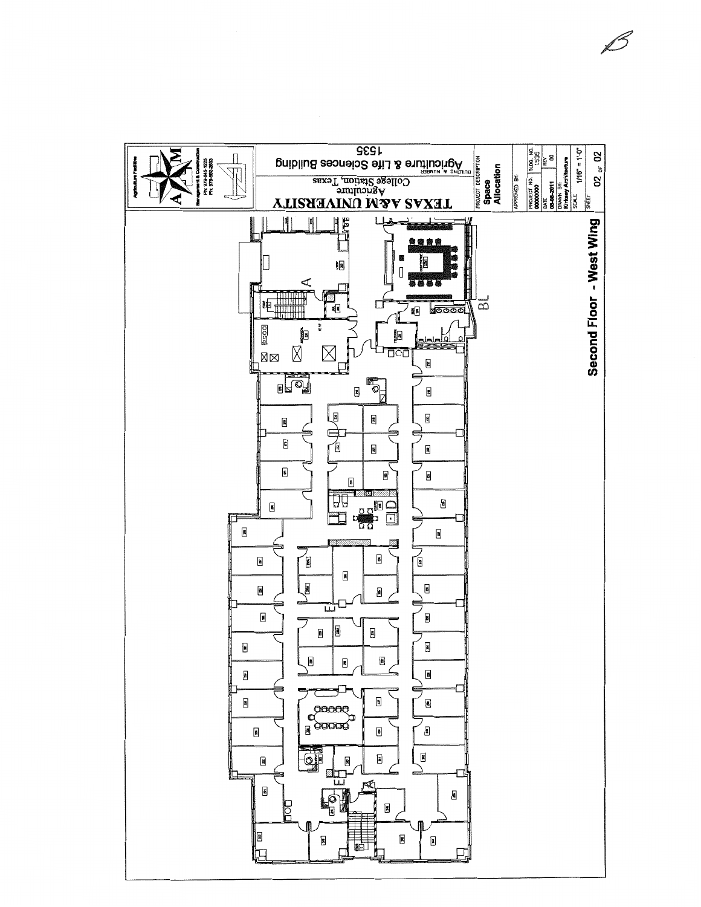# Second Floor - West Wing

**TEXAS A&M UNIVERSITY**

Agriculture
College Station, Texas

Agriculture & Life Sciences Building
BUILDING & NUMBER
1535

PROJECT DESCRIPTION
**Space Allocation**

APPROVED BY:

| PROJECT NO. | BLDG. NO. |
| --- | --- |
| 0000000 | 1535 |
| DATE | REV |
| 08-08-2011 | 00 |
| DRAWN BY: | |
| Kirksey Architecture | |
| SCALE | 1/16" = 1'-0" |
| SHEET | 02 OF 02 |

Agriculture Facilities
Management & Construction
Ph: 979-845-1225
Ph: 979-862-2863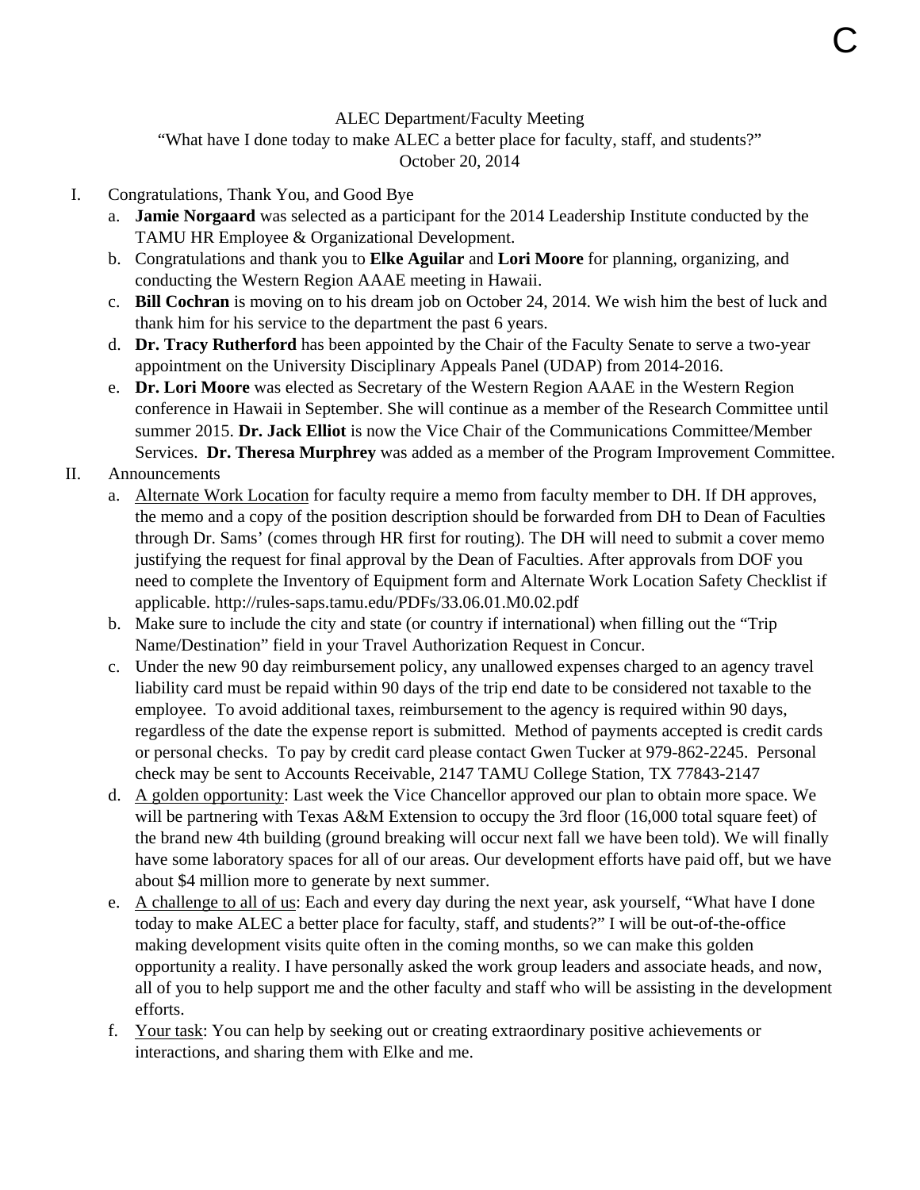C

ALEC Department/Faculty Meeting
"What have I done today to make ALEC a better place for faculty, staff, and students?"
October 20, 2014

I. Congratulations, Thank You, and Good Bye
   a. **Jamie Norgaard** was selected as a participant for the 2014 Leadership Institute conducted by the TAMU HR Employee & Organizational Development.
   b. Congratulations and thank you to **Elke Aguilar** and **Lori Moore** for planning, organizing, and conducting the Western Region AAAE meeting in Hawaii.
   c. **Bill Cochran** is moving on to his dream job on October 24, 2014. We wish him the best of luck and thank him for his service to the department the past 6 years.
   d. **Dr. Tracy Rutherford** has been appointed by the Chair of the Faculty Senate to serve a two-year appointment on the University Disciplinary Appeals Panel (UDAP) from 2014-2016.
   e. **Dr. Lori Moore** was elected as Secretary of the Western Region AAAE in the Western Region conference in Hawaii in September. She will continue as a member of the Research Committee until summer 2015. **Dr. Jack Elliot** is now the Vice Chair of the Communications Committee/Member Services. **Dr. Theresa Murphrey** was added as a member of the Program Improvement Committee.

II. Announcements
   a. <u>Alternate Work Location</u> for faculty require a memo from faculty member to DH. If DH approves, the memo and a copy of the position description should be forwarded from DH to Dean of Faculties through Dr. Sams' (comes through HR first for routing). The DH will need to submit a cover memo justifying the request for final approval by the Dean of Faculties. After approvals from DOF you need to complete the Inventory of Equipment form and Alternate Work Location Safety Checklist if applicable. http://rules-saps.tamu.edu/PDFs/33.06.01.M0.02.pdf
   b. Make sure to include the city and state (or country if international) when filling out the "Trip Name/Destination" field in your Travel Authorization Request in Concur.
   c. Under the new 90 day reimbursement policy, any unallowed expenses charged to an agency travel liability card must be repaid within 90 days of the trip end date to be considered not taxable to the employee. To avoid additional taxes, reimbursement to the agency is required within 90 days, regardless of the date the expense report is submitted. Method of payments accepted is credit cards or personal checks. To pay by credit card please contact Gwen Tucker at 979-862-2245. Personal check may be sent to Accounts Receivable, 2147 TAMU College Station, TX 77843-2147
   d. <u>A golden opportunity</u>: Last week the Vice Chancellor approved our plan to obtain more space. We will be partnering with Texas A&M Extension to occupy the 3rd floor (16,000 total square feet) of the brand new 4th building (ground breaking will occur next fall we have been told). We will finally have some laboratory spaces for all of our areas. Our development efforts have paid off, but we have about $4 million more to generate by next summer.
   e. <u>A challenge to all of us</u>: Each and every day during the next year, ask yourself, "What have I done today to make ALEC a better place for faculty, staff, and students?" I will be out-of-the-office making development visits quite often in the coming months, so we can make this golden opportunity a reality. I have personally asked the work group leaders and associate heads, and now, all of you to help support me and the other faculty and staff who will be assisting in the development efforts.
   f. <u>Your task</u>: You can help by seeking out or creating extraordinary positive achievements or interactions, and sharing them with Elke and me.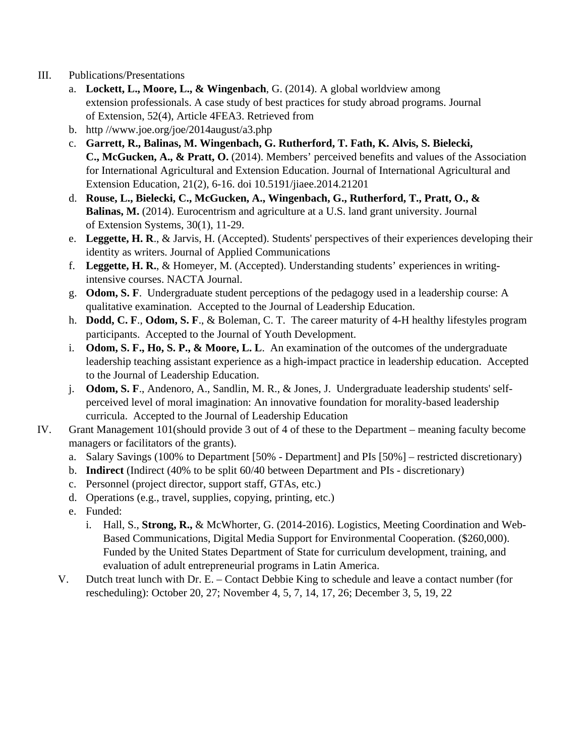III. Publications/Presentations

   a. **Lockett, L., Moore, L., & Wingenbach**, G. (2014). A global worldview among extension professionals. A case study of best practices for study abroad programs. Journal of Extension, 52(4), Article 4FEA3. Retrieved from
   b. http //www.joe.org/joe/2014august/a3.php
   c. **Garrett, R., Balinas, M. Wingenbach, G. Rutherford, T. Fath, K. Alvis, S. Bielecki, C., McGucken, A., & Pratt, O.** (2014). Members' perceived benefits and values of the Association for International Agricultural and Extension Education. Journal of International Agricultural and Extension Education, 21(2), 6-16. doi 10.5191/jiaee.2014.21201
   d. **Rouse, L., Bielecki, C., McGucken, A., Wingenbach, G., Rutherford, T., Pratt, O., & Balinas, M.** (2014). Eurocentrism and agriculture at a U.S. land grant university. Journal of Extension Systems, 30(1), 11-29.
   e. **Leggette, H. R**., & Jarvis, H. (Accepted). Students' perspectives of their experiences developing their identity as writers. Journal of Applied Communications
   f. **Leggette, H. R.**, & Homeyer, M. (Accepted). Understanding students' experiences in writing-intensive courses. NACTA Journal.
   g. **Odom, S. F**. Undergraduate student perceptions of the pedagogy used in a leadership course: A qualitative examination. Accepted to the Journal of Leadership Education.
   h. **Dodd, C. F**., **Odom, S. F**., & Boleman, C. T. The career maturity of 4-H healthy lifestyles program participants. Accepted to the Journal of Youth Development.
   i. **Odom, S. F., Ho, S. P., & Moore, L. L**. An examination of the outcomes of the undergraduate leadership teaching assistant experience as a high-impact practice in leadership education. Accepted to the Journal of Leadership Education.
   j. **Odom, S. F**., Andenoro, A., Sandlin, M. R., & Jones, J. Undergraduate leadership students' self-perceived level of moral imagination: An innovative foundation for morality-based leadership curricula. Accepted to the Journal of Leadership Education

IV. Grant Management 101(should provide 3 out of 4 of these to the Department – meaning faculty become managers or facilitators of the grants).

   a. Salary Savings (100% to Department [50% - Department] and PIs [50%] – restricted discretionary)
   b. **Indirect** (Indirect (40% to be split 60/40 between Department and PIs - discretionary)
   c. Personnel (project director, support staff, GTAs, etc.)
   d. Operations (e.g., travel, supplies, copying, printing, etc.)
   e. Funded:
      i. Hall, S., **Strong, R.,** & McWhorter, G. (2014-2016). Logistics, Meeting Coordination and Web-Based Communications, Digital Media Support for Environmental Cooperation. ($260,000). Funded by the United States Department of State for curriculum development, training, and evaluation of adult entrepreneurial programs in Latin America.

V. Dutch treat lunch with Dr. E. – Contact Debbie King to schedule and leave a contact number (for rescheduling): October 20, 27; November 4, 5, 7, 14, 17, 26; December 3, 5, 19, 22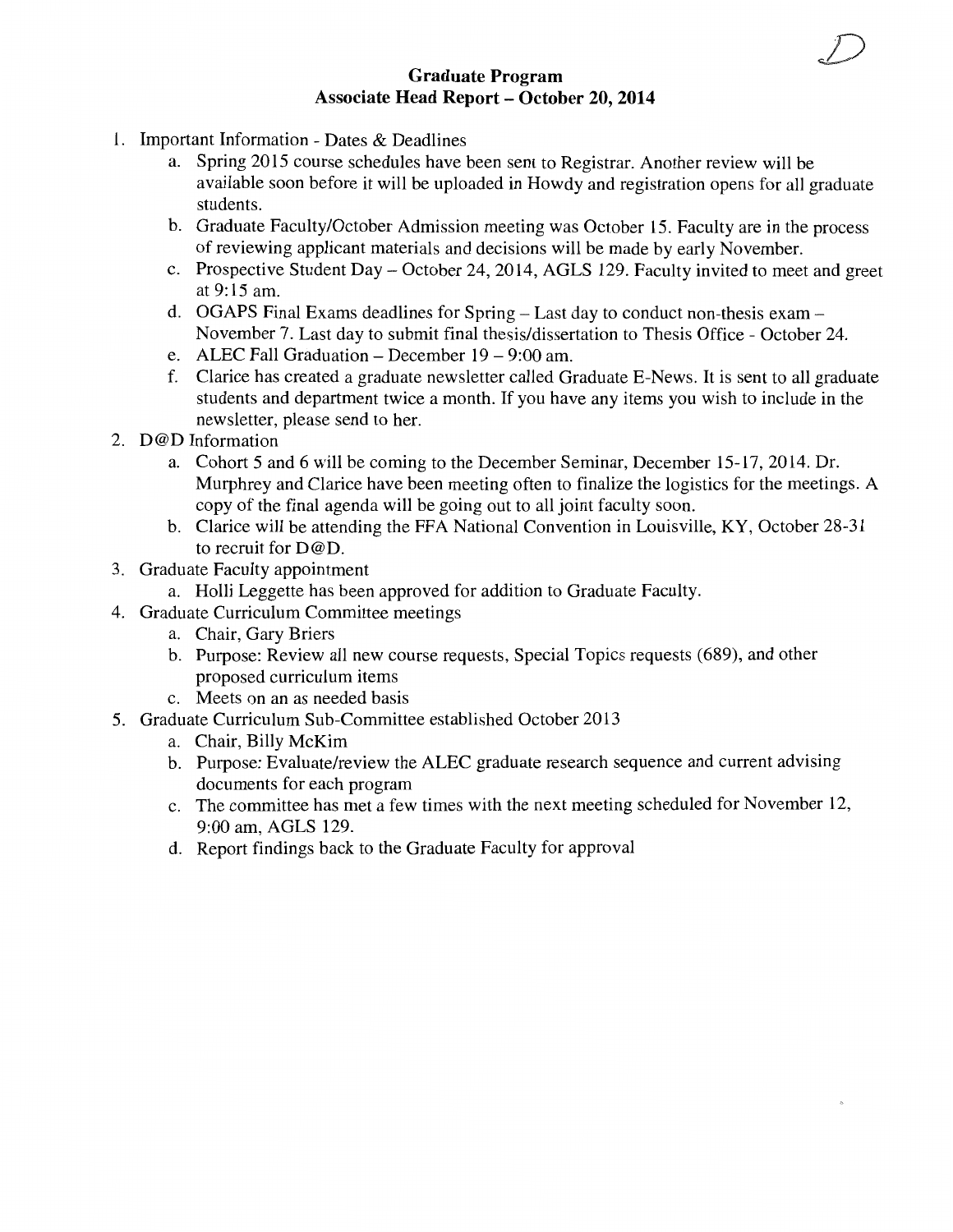D

## Graduate Program
## Associate Head Report – October 20, 2014

1. Important Information - Dates & Deadlines
   a. Spring 2015 course schedules have been sent to Registrar. Another review will be available soon before it will be uploaded in Howdy and registration opens for all graduate students.
   b. Graduate Faculty/October Admission meeting was October 15. Faculty are in the process of reviewing applicant materials and decisions will be made by early November.
   c. Prospective Student Day – October 24, 2014, AGLS 129. Faculty invited to meet and greet at 9:15 am.
   d. OGAPS Final Exams deadlines for Spring – Last day to conduct non-thesis exam – November 7. Last day to submit final thesis/dissertation to Thesis Office - October 24.
   e. ALEC Fall Graduation – December 19 – 9:00 am.
   f. Clarice has created a graduate newsletter called Graduate E-News. It is sent to all graduate students and department twice a month. If you have any items you wish to include in the newsletter, please send to her.
2. D@D Information
   a. Cohort 5 and 6 will be coming to the December Seminar, December 15-17, 2014. Dr. Murphrey and Clarice have been meeting often to finalize the logistics for the meetings. A copy of the final agenda will be going out to all joint faculty soon.
   b. Clarice will be attending the FFA National Convention in Louisville, KY, October 28-31 to recruit for D@D.
3. Graduate Faculty appointment
   a. Holli Leggette has been approved for addition to Graduate Faculty.
4. Graduate Curriculum Committee meetings
   a. Chair, Gary Briers
   b. Purpose: Review all new course requests, Special Topics requests (689), and other proposed curriculum items
   c. Meets on an as needed basis
5. Graduate Curriculum Sub-Committee established October 2013
   a. Chair, Billy McKim
   b. Purpose: Evaluate/review the ALEC graduate research sequence and current advising documents for each program
   c. The committee has met a few times with the next meeting scheduled for November 12, 9:00 am, AGLS 129.
   d. Report findings back to the Graduate Faculty for approval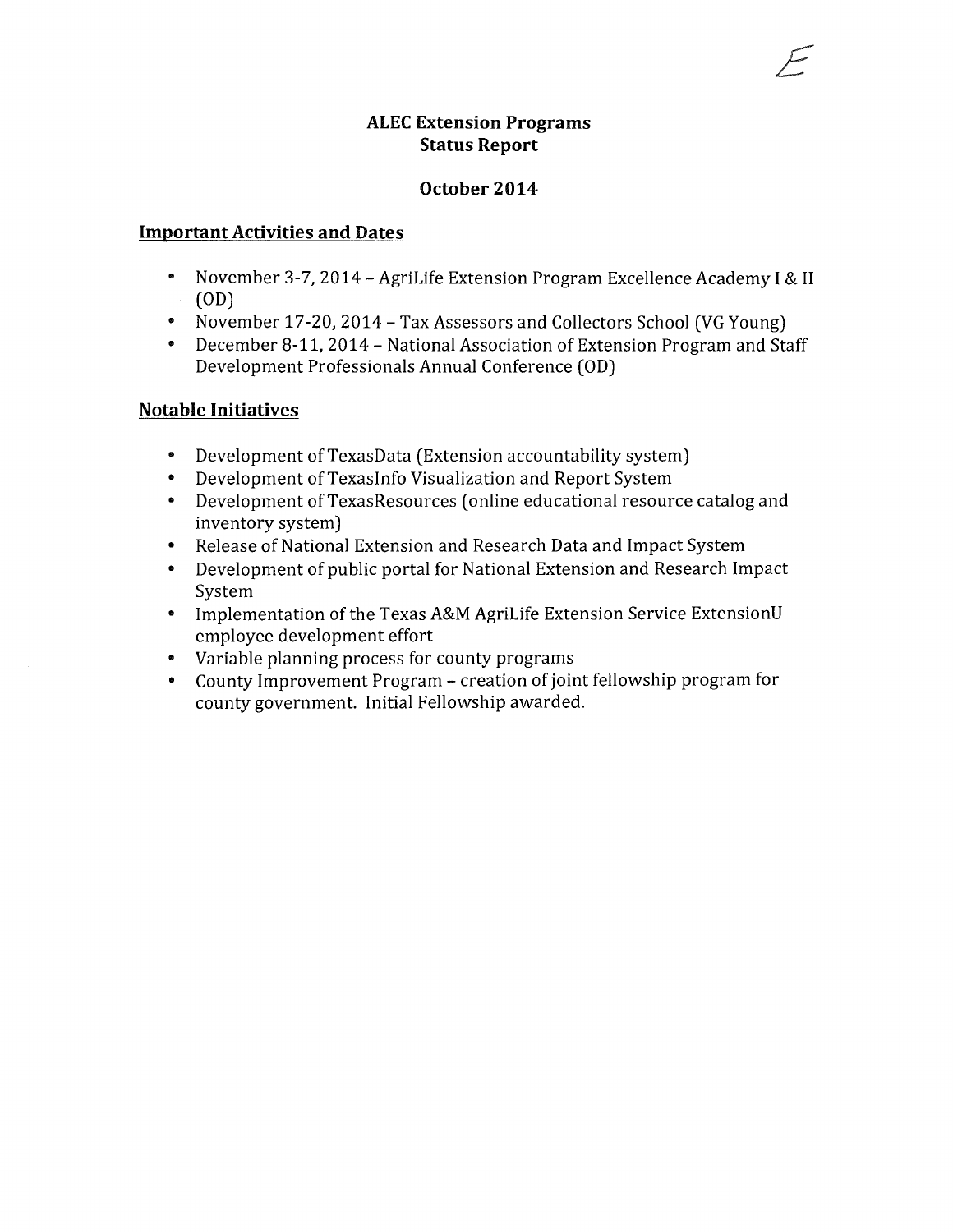E

# ALEC Extension Programs
# Status Report

## October 2014

### Important Activities and Dates

- November 3-7, 2014 – AgriLife Extension Program Excellence Academy I & II (OD)
- November 17-20, 2014 – Tax Assessors and Collectors School (VG Young)
- December 8-11, 2014 – National Association of Extension Program and Staff Development Professionals Annual Conference (OD)

### Notable Initiatives

- Development of TexasData (Extension accountability system)
- Development of TexasInfo Visualization and Report System
- Development of TexasResources (online educational resource catalog and inventory system)
- Release of National Extension and Research Data and Impact System
- Development of public portal for National Extension and Research Impact System
- Implementation of the Texas A&M AgriLife Extension Service ExtensionU employee development effort
- Variable planning process for county programs
- County Improvement Program – creation of joint fellowship program for county government. Initial Fellowship awarded.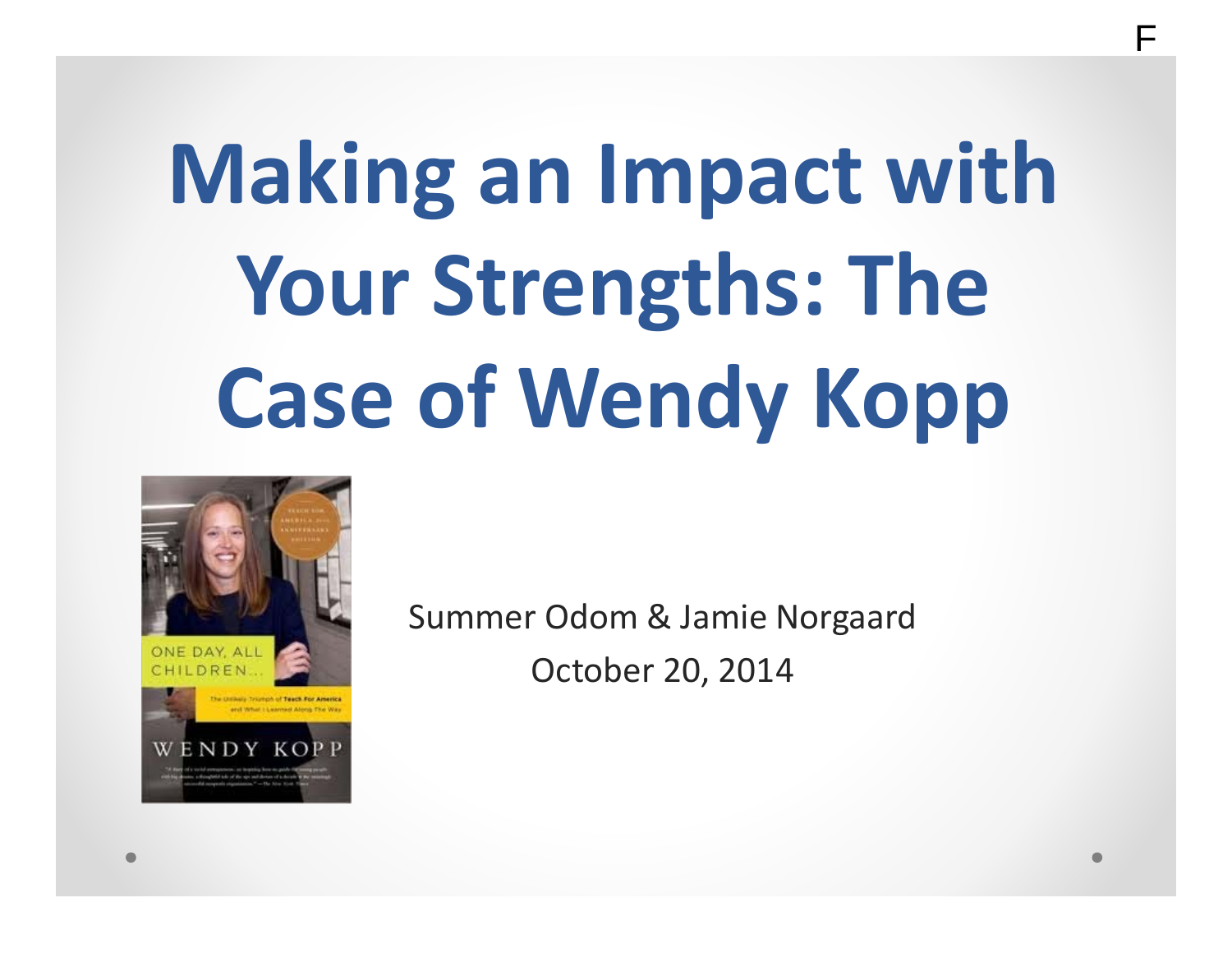F

# Making an Impact with Your Strengths: The Case of Wendy Kopp

Summer Odom & Jamie Norgaard

October 20, 2014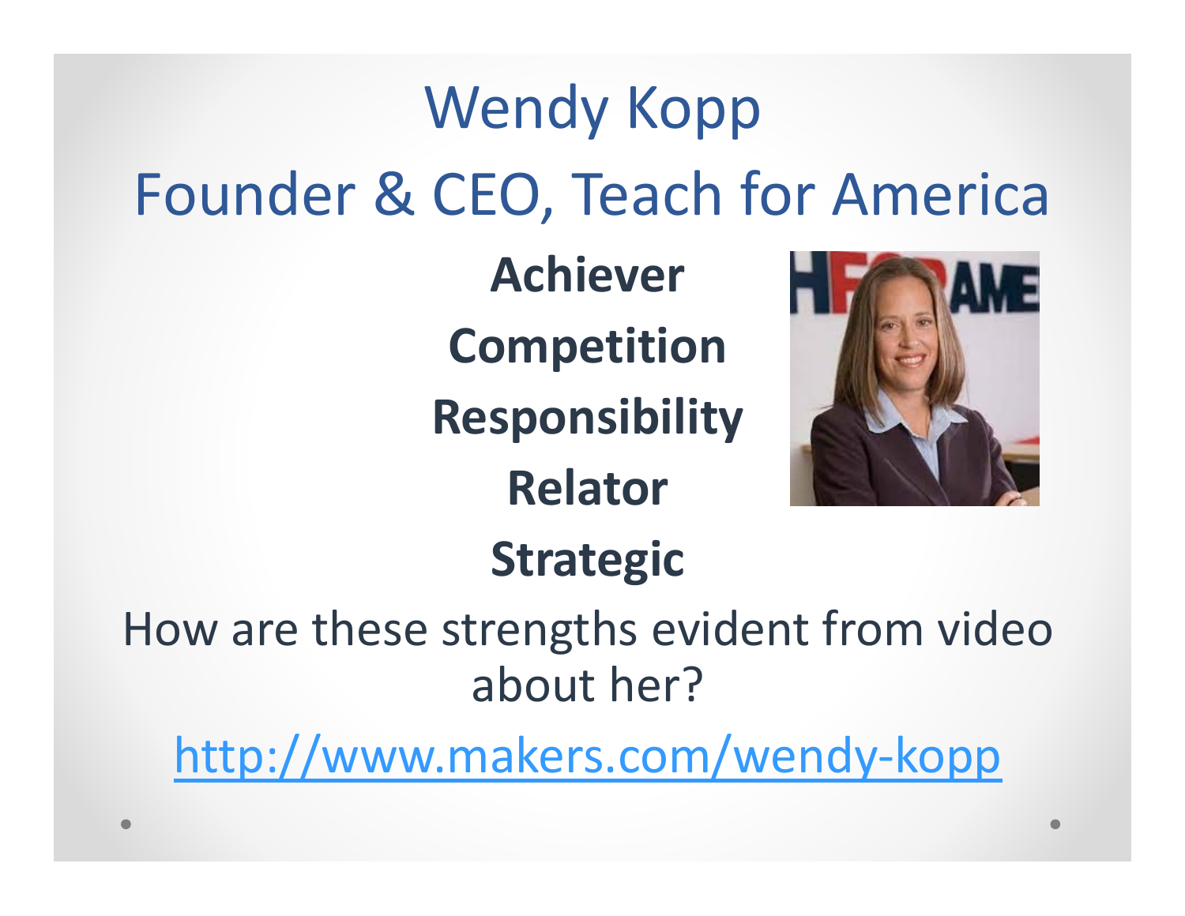# Wendy Kopp

## Founder & CEO, Teach for America

**Achiever**

**Competition**

**Responsibility**

**Relator**

**Strategic**

How are these strengths evident from video about her?

http://www.makers.com/wendy-kopp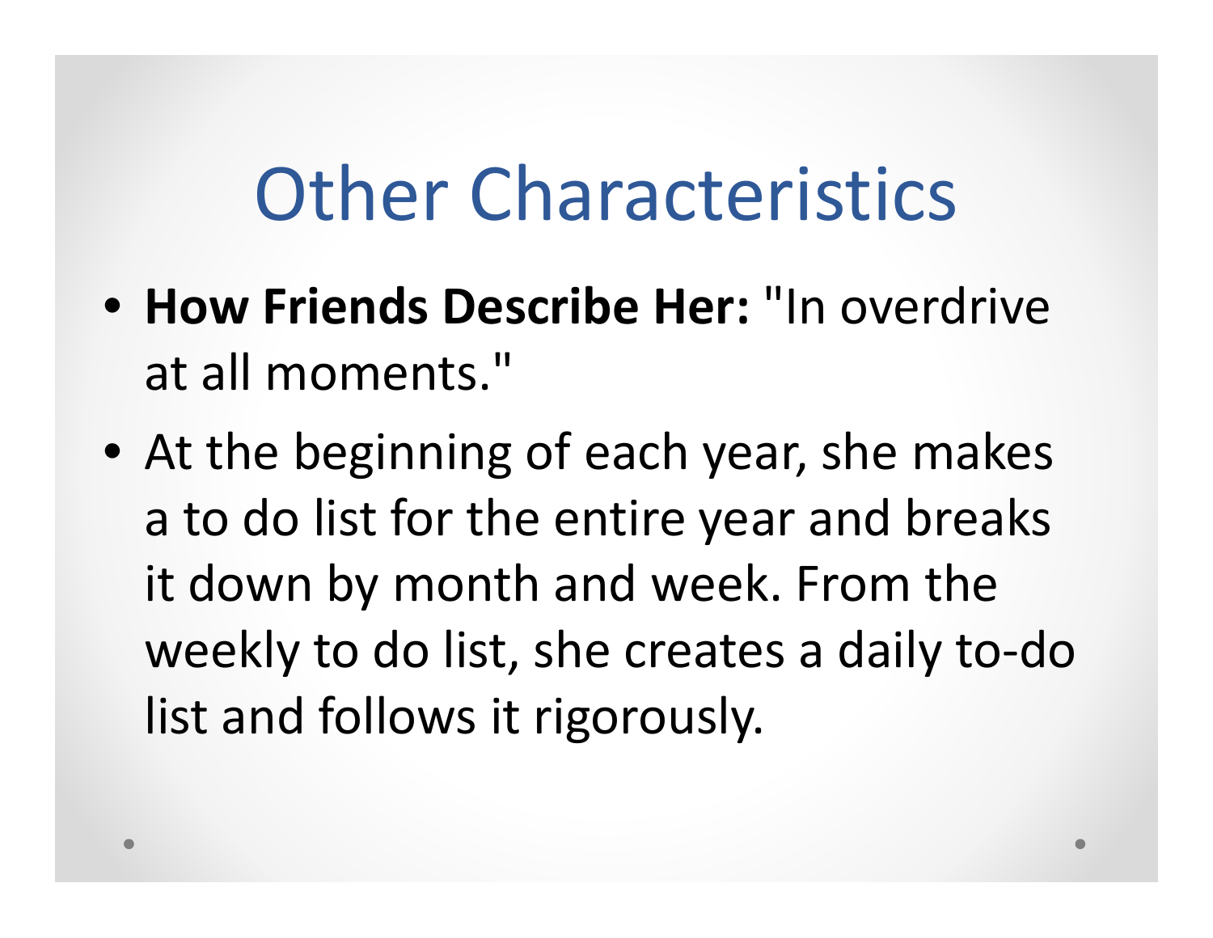# Other Characteristics

- **How Friends Describe Her:** "In overdrive at all moments."
- At the beginning of each year, she makes a to do list for the entire year and breaks it down by month and week. From the weekly to do list, she creates a daily to-do list and follows it rigorously.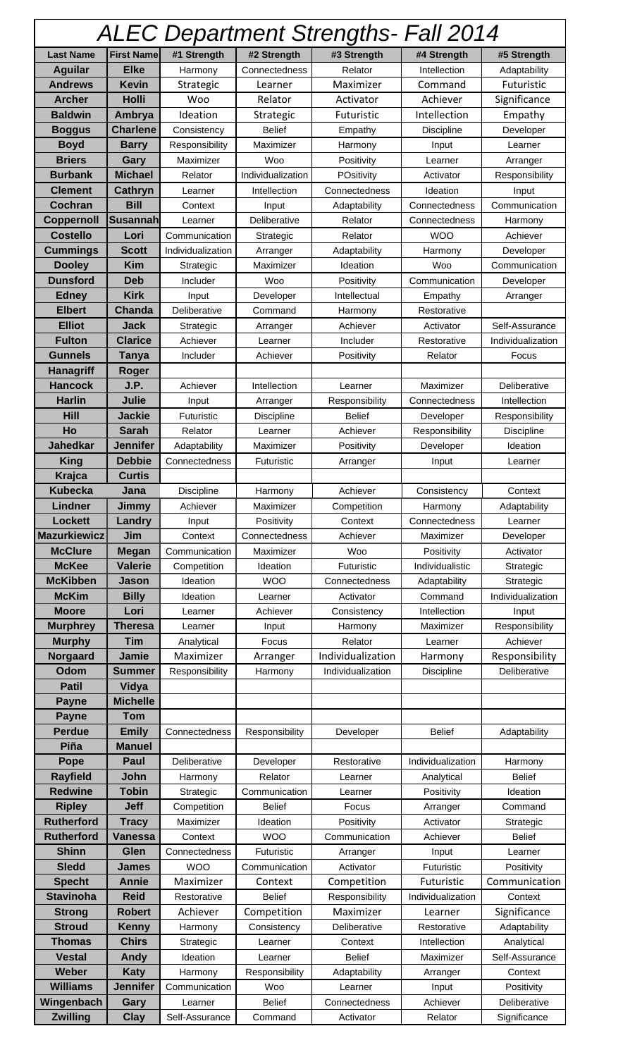# ALEC Department Strengths- Fall 2014

| Last Name | First Name | #1 Strength | #2 Strength | #3 Strength | #4 Strength | #5 Strength |
|---|---|---|---|---|---|---|
| Aguilar | Elke | Harmony | Connectedness | Relator | Intellection | Adaptability |
| Andrews | Kevin | Strategic | Learner | Maximizer | Command | Futuristic |
| Archer | Holli | Woo | Relator | Activator | Achiever | Significance |
| Baldwin | Ambrya | Ideation | Strategic | Futuristic | Intellection | Empathy |
| Boggus | Charlene | Consistency | Belief | Empathy | Discipline | Developer |
| Boyd | Barry | Responsibility | Maximizer | Harmony | Input | Learner |
| Briers | Gary | Maximizer | Woo | Positivity | Learner | Arranger |
| Burbank | Michael | Relator | Individualization | POsitivity | Activator | Responsibility |
| Clement | Cathryn | Learner | Intellection | Connectedness | Ideation | Input |
| Cochran | Bill | Context | Input | Adaptability | Connectedness | Communication |
| Coppernoll | Susannah | Learner | Deliberative | Relator | Connectedness | Harmony |
| Costello | Lori | Communication | Strategic | Relator | WOO | Achiever |
| Cummings | Scott | Individualization | Arranger | Adaptability | Harmony | Developer |
| Dooley | Kim | Strategic | Maximizer | Ideation | Woo | Communication |
| Dunsford | Deb | Includer | Woo | Positivity | Communication | Developer |
| Edney | Kirk | Input | Developer | Intellectual | Empathy | Arranger |
| Elbert | Chanda | Deliberative | Command | Harmony | Restorative | |
| Elliot | Jack | Strategic | Arranger | Achiever | Activator | Self-Assurance |
| Fulton | Clarice | Achiever | Learner | Includer | Restorative | Individualization |
| Gunnels | Tanya | Includer | Achiever | Positivity | Relator | Focus |
| Hanagriff | Roger | | | | | |
| Hancock | J.P. | Achiever | Intellection | Learner | Maximizer | Deliberative |
| Harlin | Julie | Input | Arranger | Responsibility | Connectedness | Intellection |
| Hill | Jackie | Futuristic | Discipline | Belief | Developer | Responsibility |
| Ho | Sarah | Relator | Learner | Achiever | Responsibility | Discipline |
| Jahedkar | Jennifer | Adaptability | Maximizer | Positivity | Developer | Ideation |
| King | Debbie | Connectedness | Futuristic | Arranger | Input | Learner |
| Krajca | Curtis | | | | | |
| Kubecka | Jana | Discipline | Harmony | Achiever | Consistency | Context |
| Lindner | Jimmy | Achiever | Maximizer | Competition | Harmony | Adaptability |
| Lockett | Landry | Input | Positivity | Context | Connectedness | Learner |
| Mazurkiewicz | Jim | Context | Connectedness | Achiever | Maximizer | Developer |
| McClure | Megan | Communication | Maximizer | Woo | Positivity | Activator |
| McKee | Valerie | Competition | Ideation | Futuristic | Individualistic | Strategic |
| McKibben | Jason | Ideation | WOO | Connectedness | Adaptability | Strategic |
| McKim | Billy | Ideation | Learner | Activator | Command | Individualization |
| Moore | Lori | Learner | Achiever | Consistency | Intellection | Input |
| Murphrey | Theresa | Learner | Input | Harmony | Maximizer | Responsibility |
| Murphy | Tim | Analytical | Focus | Relator | Learner | Achiever |
| Norgaard | Jamie | Maximizer | Arranger | Individualization | Harmony | Responsibility |
| Odom | Summer | Responsibility | Harmony | Individualization | Discipline | Deliberative |
| Patil | Vidya | | | | | |
| Payne | Michelle | | | | | |
| Payne | Tom | | | | | |
| Perdue | Emily | Connectedness | Responsibility | Developer | Belief | Adaptability |
| Piña | Manuel | | | | | |
| Pope | Paul | Deliberative | Developer | Restorative | Individualization | Harmony |
| Rayfield | John | Harmony | Relator | Learner | Analytical | Belief |
| Redwine | Tobin | Strategic | Communication | Learner | Positivity | Ideation |
| Ripley | Jeff | Competition | Belief | Focus | Arranger | Command |
| Rutherford | Tracy | Maximizer | Ideation | Positivity | Activator | Strategic |
| Rutherford | Vanessa | Context | WOO | Communication | Achiever | Belief |
| Shinn | Glen | Connectedness | Futuristic | Arranger | Input | Learner |
| Sledd | James | WOO | Communication | Activator | Futuristic | Positivity |
| Specht | Annie | Maximizer | Context | Competition | Futuristic | Communication |
| Stavinoha | Reid | Restorative | Belief | Responsibility | Individualization | Context |
| Strong | Robert | Achiever | Competition | Maximizer | Learner | Significance |
| Stroud | Kenny | Harmony | Consistency | Deliberative | Restorative | Adaptability |
| Thomas | Chirs | Strategic | Learner | Context | Intellection | Analytical |
| Vestal | Andy | Ideation | Learner | Belief | Maximizer | Self-Assurance |
| Weber | Katy | Harmony | Responsibility | Adaptability | Arranger | Context |
| Williams | Jennifer | Communication | Woo | Learner | Input | Positivity |
| Wingenbach | Gary | Learner | Belief | Connectedness | Achiever | Deliberative |
| Zwilling | Clay | Self-Assurance | Command | Activator | Relator | Significance |